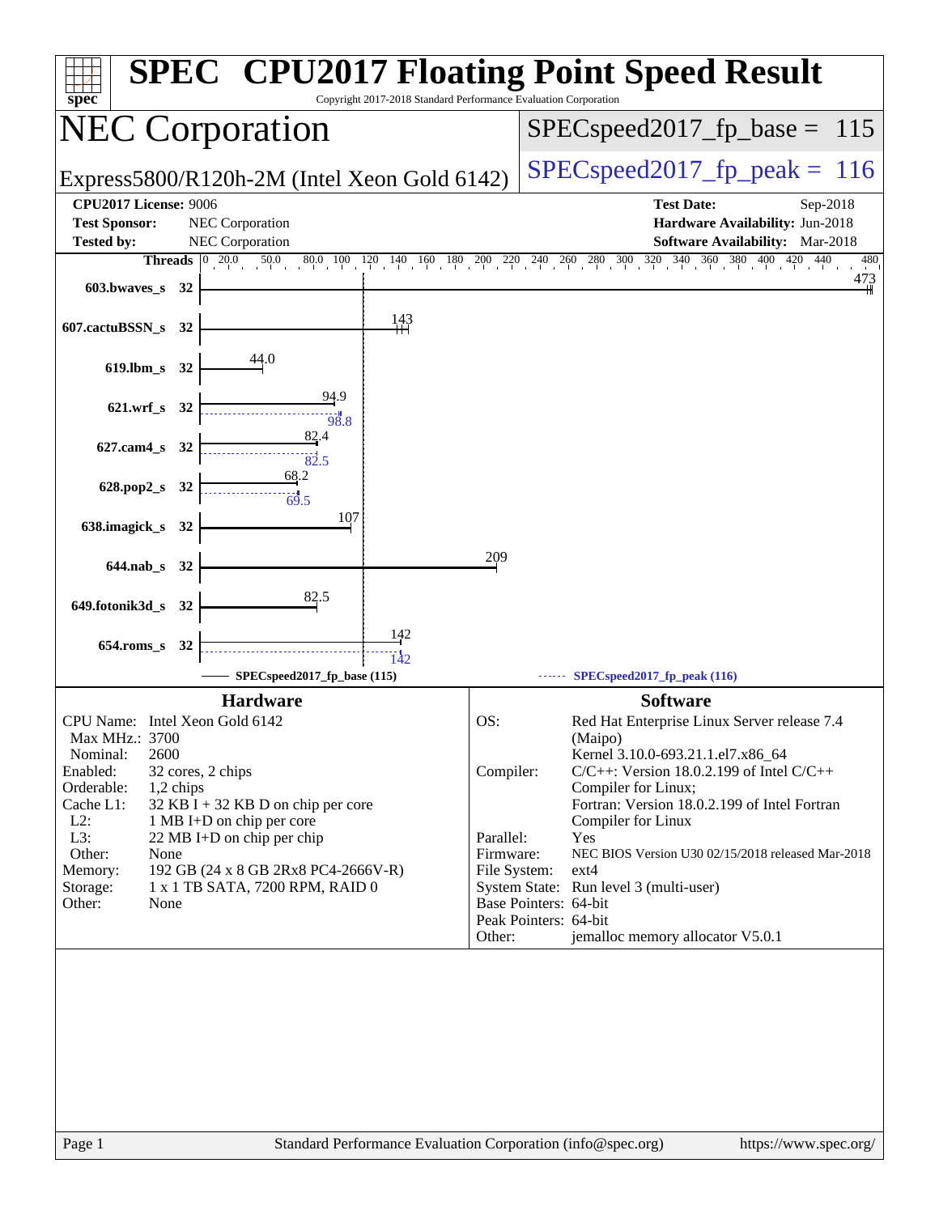# SPEC CPU2017 Floating Point Speed Result

Copyright 2017-2018 Standard Performance Evaluation Corporation

## NEC Corporation

Express5800/R120h-2M (Intel Xeon Gold 6142)

SPECspeed2017_fp_base = 115

SPECspeed2017_fp_peak = 116

**CPU2017 License:** 9006
**Test Sponsor:** NEC Corporation
**Tested by:** NEC Corporation

**Test Date:** Sep-2018
**Hardware Availability:** Jun-2018
**Software Availability:** Mar-2018

| Benchmark | Threads | Base | Peak |
|---|---|---|---|
| 603.bwaves_s | 32 | 473 | |
| 607.cactuBSSN_s | 32 | 143 | |
| 619.lbm_s | 32 | 44.0 | |
| 621.wrf_s | 32 | 94.9 | 98.8 |
| 627.cam4_s | 32 | 82.4 | 82.5 |
| 628.pop2_s | 32 | 68.2 | 69.5 |
| 638.imagick_s | 32 | 107 | |
| 644.nab_s | 32 | 209 | |
| 649.fotonik3d_s | 32 | 82.5 | |
| 654.roms_s | 32 | 142 | 142 |

SPECspeed2017_fp_base (115)

SPECspeed2017_fp_peak (116)

### Hardware

| | |
|---|---|
| CPU Name: | Intel Xeon Gold 6142 |
| Max MHz.: | 3700 |
| Nominal: | 2600 |
| Enabled: | 32 cores, 2 chips |
| Orderable: | 1,2 chips |
| Cache L1: | 32 KB I + 32 KB D on chip per core |
| L2: | 1 MB I+D on chip per core |
| L3: | 22 MB I+D on chip per chip |
| Other: | None |
| Memory: | 192 GB (24 x 8 GB 2Rx8 PC4-2666V-R) |
| Storage: | 1 x 1 TB SATA, 7200 RPM, RAID 0 |
| Other: | None |

### Software

| | |
|---|---|
| OS: | Red Hat Enterprise Linux Server release 7.4 (Maipo) Kernel 3.10.0-693.21.1.el7.x86_64 |
| Compiler: | C/C++: Version 18.0.2.199 of Intel C/C++ Compiler for Linux; Fortran: Version 18.0.2.199 of Intel Fortran Compiler for Linux |
| Parallel: | Yes |
| Firmware: | NEC BIOS Version U30 02/15/2018 released Mar-2018 |
| File System: | ext4 |
| System State: | Run level 3 (multi-user) |
| Base Pointers: | 64-bit |
| Peak Pointers: | 64-bit |
| Other: | jemalloc memory allocator V5.0.1 |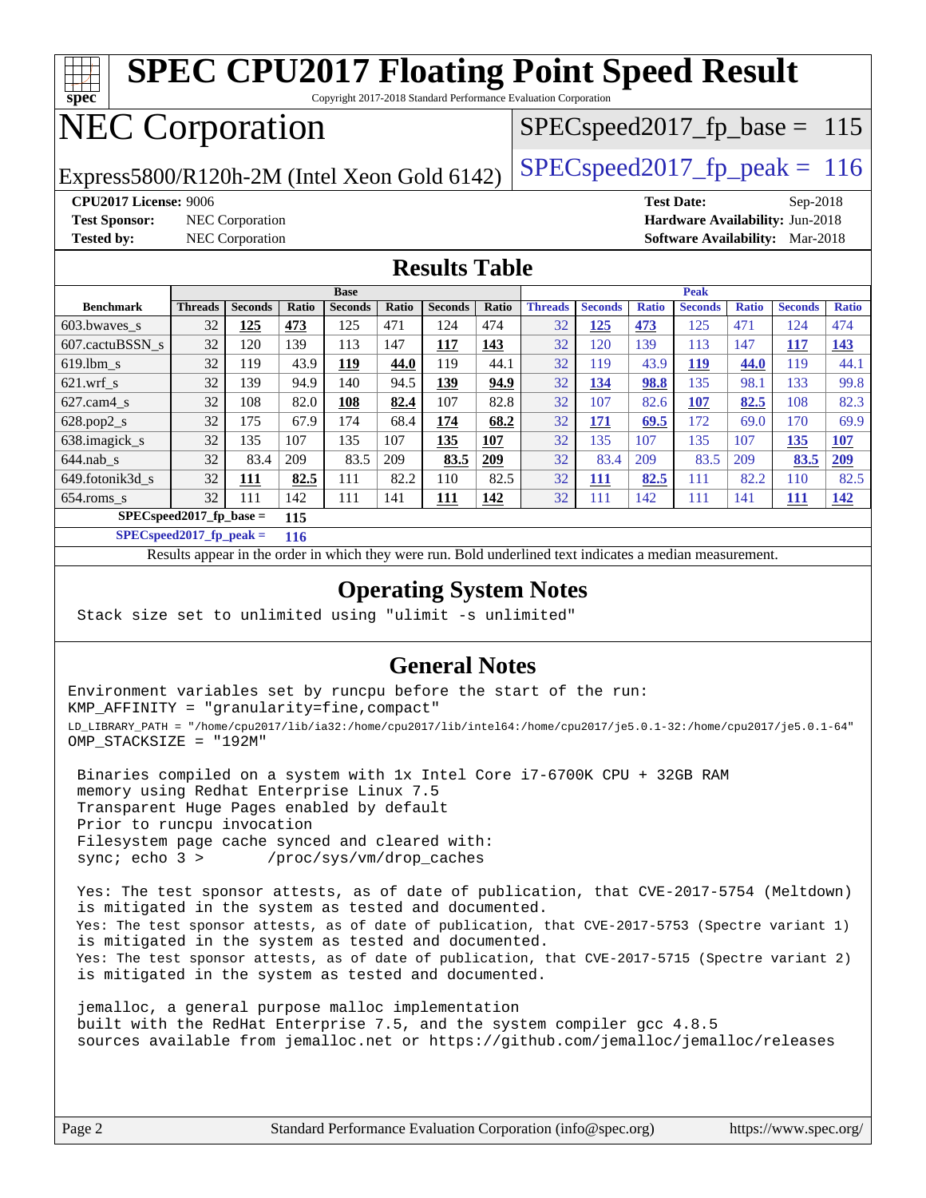# SPEC CPU2017 Floating Point Speed Result

Copyright 2017-2018 Standard Performance Evaluation Corporation

# NEC Corporation

Express5800/R120h-2M (Intel Xeon Gold 6142)

SPECspeed2017_fp_base = 115

SPECspeed2017_fp_peak = 116

**CPU2017 License:** 9006
**Test Sponsor:** NEC Corporation
**Tested by:** NEC Corporation

**Test Date:** Sep-2018
**Hardware Availability:** Jun-2018
**Software Availability:** Mar-2018

## Results Table

| | Base | | | | | | | Peak | | | | | | |
|---|---|---|---|---|---|---|---|---|---|---|---|---|---|---|
| **Benchmark** | **Threads** | **Seconds** | **Ratio** | **Seconds** | **Ratio** | **Seconds** | **Ratio** | **Threads** | **Seconds** | **Ratio** | **Seconds** | **Ratio** | **Seconds** | **Ratio** |
| 603.bwaves_s | 32 | **125** | **473** | 125 | 471 | 124 | 474 | 32 | **125** | **473** | 125 | 471 | 124 | 474 |
| 607.cactuBSSN_s | 32 | 120 | 139 | 113 | 147 | **117** | **143** | 32 | 120 | 139 | 113 | 147 | **117** | **143** |
| 619.lbm_s | 32 | 119 | 43.9 | **119** | **44.0** | 119 | 44.1 | 32 | 119 | 43.9 | **119** | **44.0** | 119 | 44.1 |
| 621.wrf_s | 32 | 139 | 94.9 | 140 | 94.5 | **139** | **94.9** | 32 | **134** | **98.8** | 135 | 98.1 | 133 | 99.8 |
| 627.cam4_s | 32 | 108 | 82.0 | **108** | **82.4** | 107 | 82.8 | 32 | 107 | 82.6 | **107** | **82.5** | 108 | 82.3 |
| 628.pop2_s | 32 | 175 | 67.9 | 174 | 68.4 | **174** | **68.2** | 32 | **171** | **69.5** | 172 | 69.0 | 170 | 69.9 |
| 638.imagick_s | 32 | 135 | 107 | 135 | 107 | **135** | **107** | 32 | 135 | 107 | 135 | 107 | **135** | **107** |
| 644.nab_s | 32 | 83.4 | 209 | 83.5 | 209 | **83.5** | **209** | 32 | 83.4 | 209 | 83.5 | 209 | **83.5** | **209** |
| 649.fotonik3d_s | 32 | **111** | **82.5** | 111 | 82.2 | 110 | 82.5 | 32 | **111** | **82.5** | 111 | 82.2 | 110 | 82.5 |
| 654.roms_s | 32 | 111 | 142 | 111 | 141 | **111** | **142** | 32 | 111 | 142 | 111 | 141 | **111** | **142** |

**SPECspeed2017_fp_base = 115**

**SPECspeed2017_fp_peak = 116**

Results appear in the order in which they were run. Bold underlined text indicates a median measurement.

## Operating System Notes

```
Stack size set to unlimited using "ulimit -s unlimited"
```

## General Notes

```
Environment variables set by runcpu before the start of the run:
KMP_AFFINITY = "granularity=fine,compact"
LD_LIBRARY_PATH = "/home/cpu2017/lib/ia32:/home/cpu2017/lib/intel64:/home/cpu2017/je5.0.1-32:/home/cpu2017/je5.0.1-64"
OMP_STACKSIZE = "192M"

 Binaries compiled on a system with 1x Intel Core i7-6700K CPU + 32GB RAM
 memory using Redhat Enterprise Linux 7.5
 Transparent Huge Pages enabled by default
 Prior to runcpu invocation
 Filesystem page cache synced and cleared with:
 sync; echo 3 >       /proc/sys/vm/drop_caches

 Yes: The test sponsor attests, as of date of publication, that CVE-2017-5754 (Meltdown)
 is mitigated in the system as tested and documented.
 Yes: The test sponsor attests, as of date of publication, that CVE-2017-5753 (Spectre variant 1)
 is mitigated in the system as tested and documented.
 Yes: The test sponsor attests, as of date of publication, that CVE-2017-5715 (Spectre variant 2)
 is mitigated in the system as tested and documented.

 jemalloc, a general purpose malloc implementation
 built with the RedHat Enterprise 7.5, and the system compiler gcc 4.8.5
 sources available from jemalloc.net or https://github.com/jemalloc/jemalloc/releases
```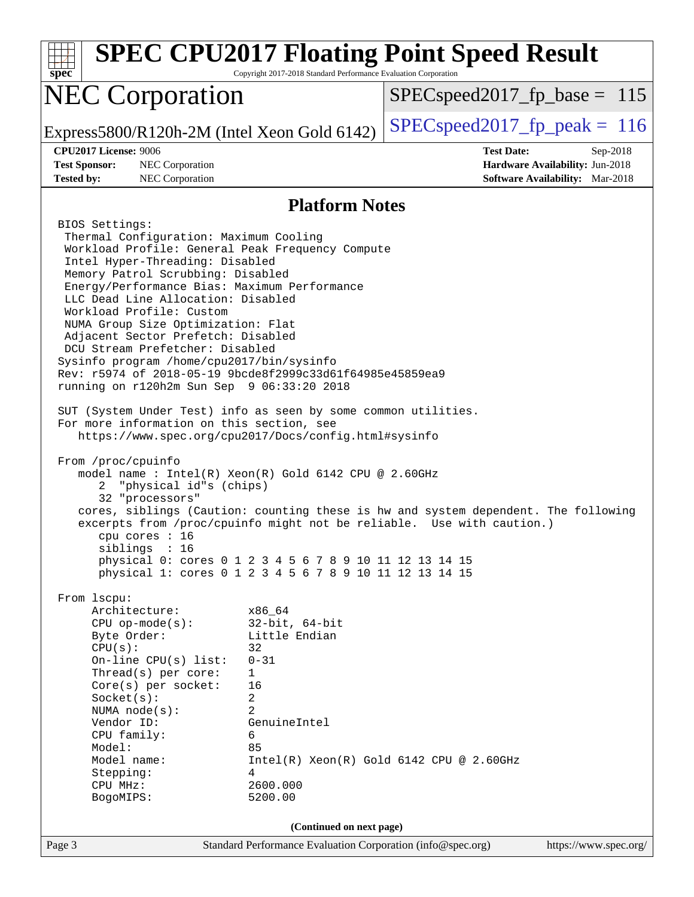# SPEC CPU2017 Floating Point Speed Result

Copyright 2017-2018 Standard Performance Evaluation Corporation

## NEC Corporation

Express5800/R120h-2M (Intel Xeon Gold 6142)

SPECspeed2017_fp_base = 115

SPECspeed2017_fp_peak = 116

**CPU2017 License:** 9006
**Test Sponsor:** NEC Corporation
**Tested by:** NEC Corporation

**Test Date:** Sep-2018
**Hardware Availability:** Jun-2018
**Software Availability:** Mar-2018

### Platform Notes

```
BIOS Settings:
 Thermal Configuration: Maximum Cooling
 Workload Profile: General Peak Frequency Compute
 Intel Hyper-Threading: Disabled
 Memory Patrol Scrubbing: Disabled
 Energy/Performance Bias: Maximum Performance
 LLC Dead Line Allocation: Disabled
 Workload Profile: Custom
 NUMA Group Size Optimization: Flat
 Adjacent Sector Prefetch: Disabled
 DCU Stream Prefetcher: Disabled
Sysinfo program /home/cpu2017/bin/sysinfo
Rev: r5974 of 2018-05-19 9bcde8f2999c33d61f64985e45859ea9
running on r120h2m Sun Sep  9 06:33:20 2018

SUT (System Under Test) info as seen by some common utilities.
For more information on this section, see
   https://www.spec.org/cpu2017/Docs/config.html#sysinfo

From /proc/cpuinfo
   model name : Intel(R) Xeon(R) Gold 6142 CPU @ 2.60GHz
      2  "physical id"s (chips)
      32 "processors"
   cores, siblings (Caution: counting these is hw and system dependent. The following
   excerpts from /proc/cpuinfo might not be reliable.  Use with caution.)
      cpu cores : 16
      siblings  : 16
      physical 0: cores 0 1 2 3 4 5 6 7 8 9 10 11 12 13 14 15
      physical 1: cores 0 1 2 3 4 5 6 7 8 9 10 11 12 13 14 15

From lscpu:
     Architecture:          x86_64
     CPU op-mode(s):        32-bit, 64-bit
     Byte Order:            Little Endian
     CPU(s):                32
     On-line CPU(s) list:   0-31
     Thread(s) per core:    1
     Core(s) per socket:    16
     Socket(s):             2
     NUMA node(s):          2
     Vendor ID:             GenuineIntel
     CPU family:            6
     Model:                 85
     Model name:            Intel(R) Xeon(R) Gold 6142 CPU @ 2.60GHz
     Stepping:              4
     CPU MHz:               2600.000
     BogoMIPS:              5200.00
```

(Continued on next page)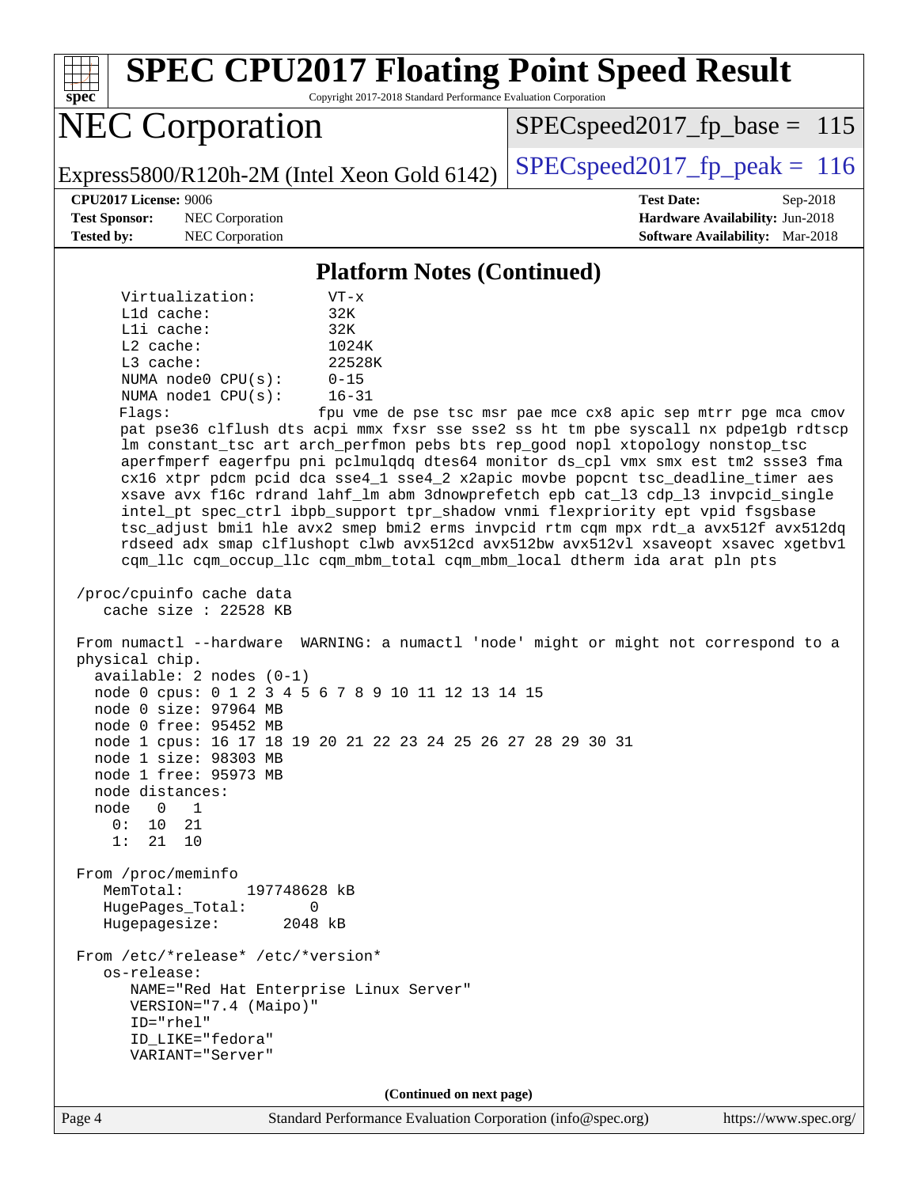## Platform Notes (Continued)

```
      Virtualization:        VT-x
      L1d cache:             32K
      L1i cache:             32K
      L2 cache:              1024K
      L3 cache:              22528K
      NUMA node0 CPU(s):     0-15
      NUMA node1 CPU(s):     16-31
      Flags:                 fpu vme de pse tsc msr pae mce cx8 apic sep mtrr pge mca cmov
      pat pse36 clflush dts acpi mmx fxsr sse sse2 ss ht tm pbe syscall nx pdpe1gb rdtscp
      lm constant_tsc art arch_perfmon pebs bts rep_good nopl xtopology nonstop_tsc
      aperfmperf eagerfpu pni pclmulqdq dtes64 monitor ds_cpl vmx smx est tm2 ssse3 fma
      cx16 xtpr pdcm pcid dca sse4_1 sse4_2 x2apic movbe popcnt tsc_deadline_timer aes
      xsave avx f16c rdrand lahf_lm abm 3dnowprefetch epb cat_l3 cdp_l3 invpcid_single
      intel_pt spec_ctrl ibpb_support tpr_shadow vnmi flexpriority ept vpid fsgsbase
      tsc_adjust bmi1 hle avx2 smep bmi2 erms invpcid rtm cqm mpx rdt_a avx512f avx512dq
      rdseed adx smap clflushopt clwb avx512cd avx512bw avx512vl xsaveopt xsavec xgetbv1
      cqm_llc cqm_occup_llc cqm_mbm_total cqm_mbm_local dtherm ida arat pln pts

 /proc/cpuinfo cache data
    cache size : 22528 KB

 From numactl --hardware  WARNING: a numactl 'node' might or might not correspond to a
 physical chip.
   available: 2 nodes (0-1)
   node 0 cpus: 0 1 2 3 4 5 6 7 8 9 10 11 12 13 14 15
   node 0 size: 97964 MB
   node 0 free: 95452 MB
   node 1 cpus: 16 17 18 19 20 21 22 23 24 25 26 27 28 29 30 31
   node 1 size: 98303 MB
   node 1 free: 95973 MB
   node distances:
   node   0   1
     0:  10  21
     1:  21  10

 From /proc/meminfo
    MemTotal:       197748628 kB
    HugePages_Total:       0
    Hugepagesize:       2048 kB

 From /etc/*release* /etc/*version*
    os-release:
       NAME="Red Hat Enterprise Linux Server"
       VERSION="7.4 (Maipo)"
       ID="rhel"
       ID_LIKE="fedora"
       VARIANT="Server"
```

(Continued on next page)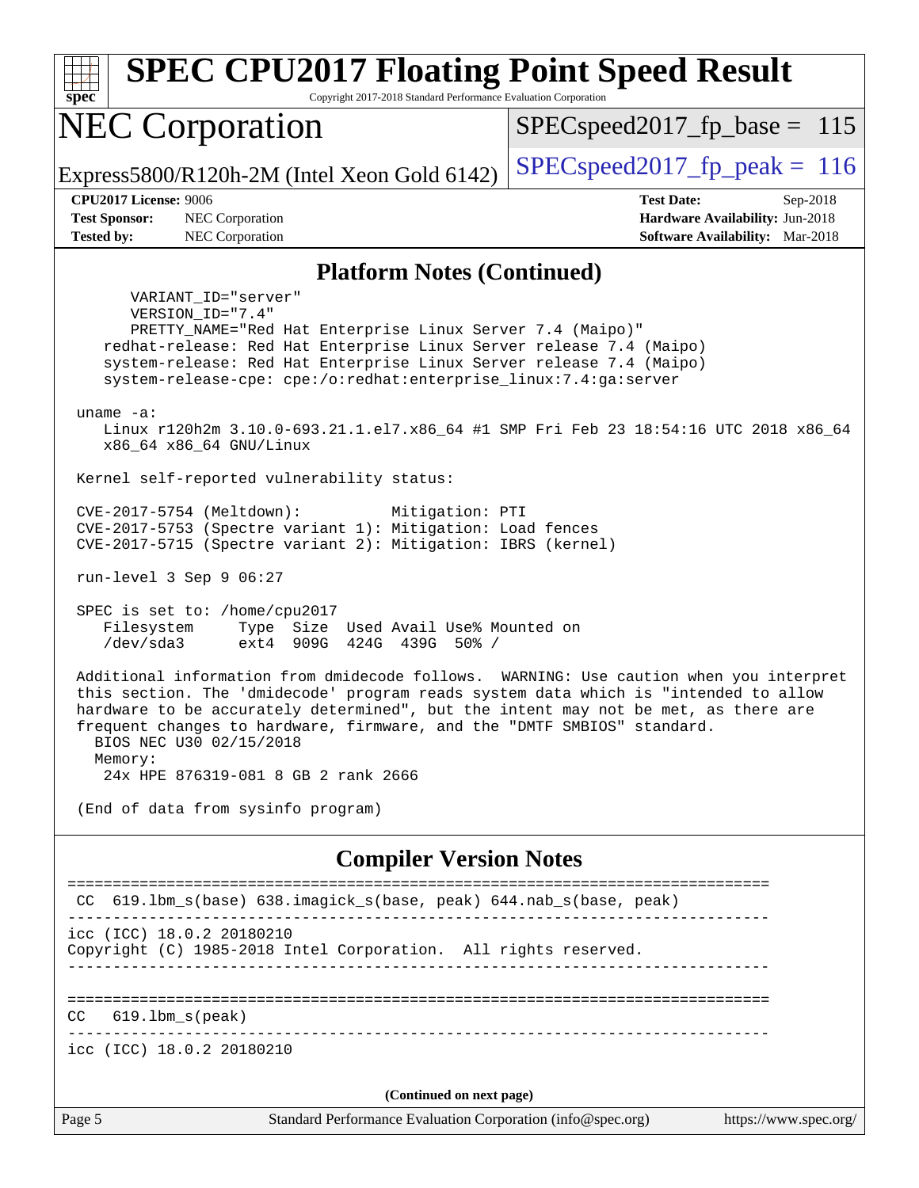## Platform Notes (Continued)

```
        VARIANT_ID="server"
        VERSION_ID="7.4"
        PRETTY_NAME="Red Hat Enterprise Linux Server 7.4 (Maipo)"
    redhat-release: Red Hat Enterprise Linux Server release 7.4 (Maipo)
    system-release: Red Hat Enterprise Linux Server release 7.4 (Maipo)
    system-release-cpe: cpe:/o:redhat:enterprise_linux:7.4:ga:server

 uname -a:
    Linux r120h2m 3.10.0-693.21.1.el7.x86_64 #1 SMP Fri Feb 23 18:54:16 UTC 2018 x86_64
    x86_64 x86_64 GNU/Linux

 Kernel self-reported vulnerability status:

 CVE-2017-5754 (Meltdown):          Mitigation: PTI
 CVE-2017-5753 (Spectre variant 1): Mitigation: Load fences
 CVE-2017-5715 (Spectre variant 2): Mitigation: IBRS (kernel)

 run-level 3 Sep 9 06:27

 SPEC is set to: /home/cpu2017
    Filesystem     Type  Size  Used Avail Use% Mounted on
    /dev/sda3      ext4  909G  424G  439G  50% /

 Additional information from dmidecode follows.  WARNING: Use caution when you interpret
 this section. The 'dmidecode' program reads system data which is "intended to allow
 hardware to be accurately determined", but the intent may not be met, as there are
 frequent changes to hardware, firmware, and the "DMTF SMBIOS" standard.
   BIOS NEC U30 02/15/2018
   Memory:
    24x HPE 876319-081 8 GB 2 rank 2666

 (End of data from sysinfo program)
```

## Compiler Version Notes

```
==============================================================================
 CC  619.lbm_s(base) 638.imagick_s(base, peak) 644.nab_s(base, peak)
------------------------------------------------------------------------------
icc (ICC) 18.0.2 20180210
Copyright (C) 1985-2018 Intel Corporation.  All rights reserved.
------------------------------------------------------------------------------

==============================================================================
CC   619.lbm_s(peak)
------------------------------------------------------------------------------
icc (ICC) 18.0.2 20180210
```

(Continued on next page)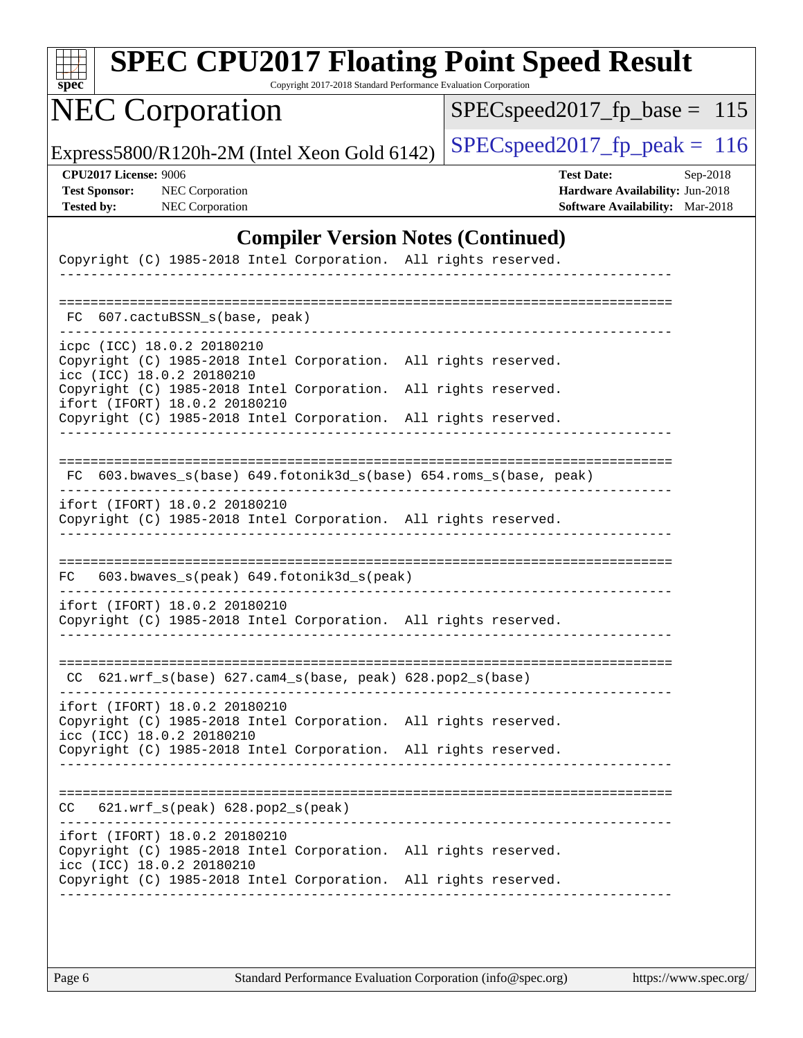# SPEC CPU2017 Floating Point Speed Result

Copyright 2017-2018 Standard Performance Evaluation Corporation

## NEC Corporation

Express5800/R120h-2M (Intel Xeon Gold 6142)

SPECspeed2017_fp_base = 115

SPECspeed2017_fp_peak = 116

**CPU2017 License:** 9006
**Test Sponsor:** NEC Corporation
**Tested by:** NEC Corporation

**Test Date:** Sep-2018
**Hardware Availability:** Jun-2018
**Software Availability:** Mar-2018

### Compiler Version Notes (Continued)

```
Copyright (C) 1985-2018 Intel Corporation.  All rights reserved.
------------------------------------------------------------------------------

==============================================================================
 FC  607.cactuBSSN_s(base, peak)
------------------------------------------------------------------------------
icpc (ICC) 18.0.2 20180210
Copyright (C) 1985-2018 Intel Corporation.  All rights reserved.
icc (ICC) 18.0.2 20180210
Copyright (C) 1985-2018 Intel Corporation.  All rights reserved.
ifort (IFORT) 18.0.2 20180210
Copyright (C) 1985-2018 Intel Corporation.  All rights reserved.
------------------------------------------------------------------------------

==============================================================================
 FC  603.bwaves_s(base) 649.fotonik3d_s(base) 654.roms_s(base, peak)
------------------------------------------------------------------------------
ifort (IFORT) 18.0.2 20180210
Copyright (C) 1985-2018 Intel Corporation.  All rights reserved.
------------------------------------------------------------------------------

==============================================================================
 FC   603.bwaves_s(peak) 649.fotonik3d_s(peak)
------------------------------------------------------------------------------
ifort (IFORT) 18.0.2 20180210
Copyright (C) 1985-2018 Intel Corporation.  All rights reserved.
------------------------------------------------------------------------------

==============================================================================
 CC  621.wrf_s(base) 627.cam4_s(base, peak) 628.pop2_s(base)
------------------------------------------------------------------------------
ifort (IFORT) 18.0.2 20180210
Copyright (C) 1985-2018 Intel Corporation.  All rights reserved.
icc (ICC) 18.0.2 20180210
Copyright (C) 1985-2018 Intel Corporation.  All rights reserved.
------------------------------------------------------------------------------

==============================================================================
 CC   621.wrf_s(peak) 628.pop2_s(peak)
------------------------------------------------------------------------------
ifort (IFORT) 18.0.2 20180210
Copyright (C) 1985-2018 Intel Corporation.  All rights reserved.
icc (ICC) 18.0.2 20180210
Copyright (C) 1985-2018 Intel Corporation.  All rights reserved.
------------------------------------------------------------------------------
```

Standard Performance Evaluation Corporation (info@spec.org) https://www.spec.org/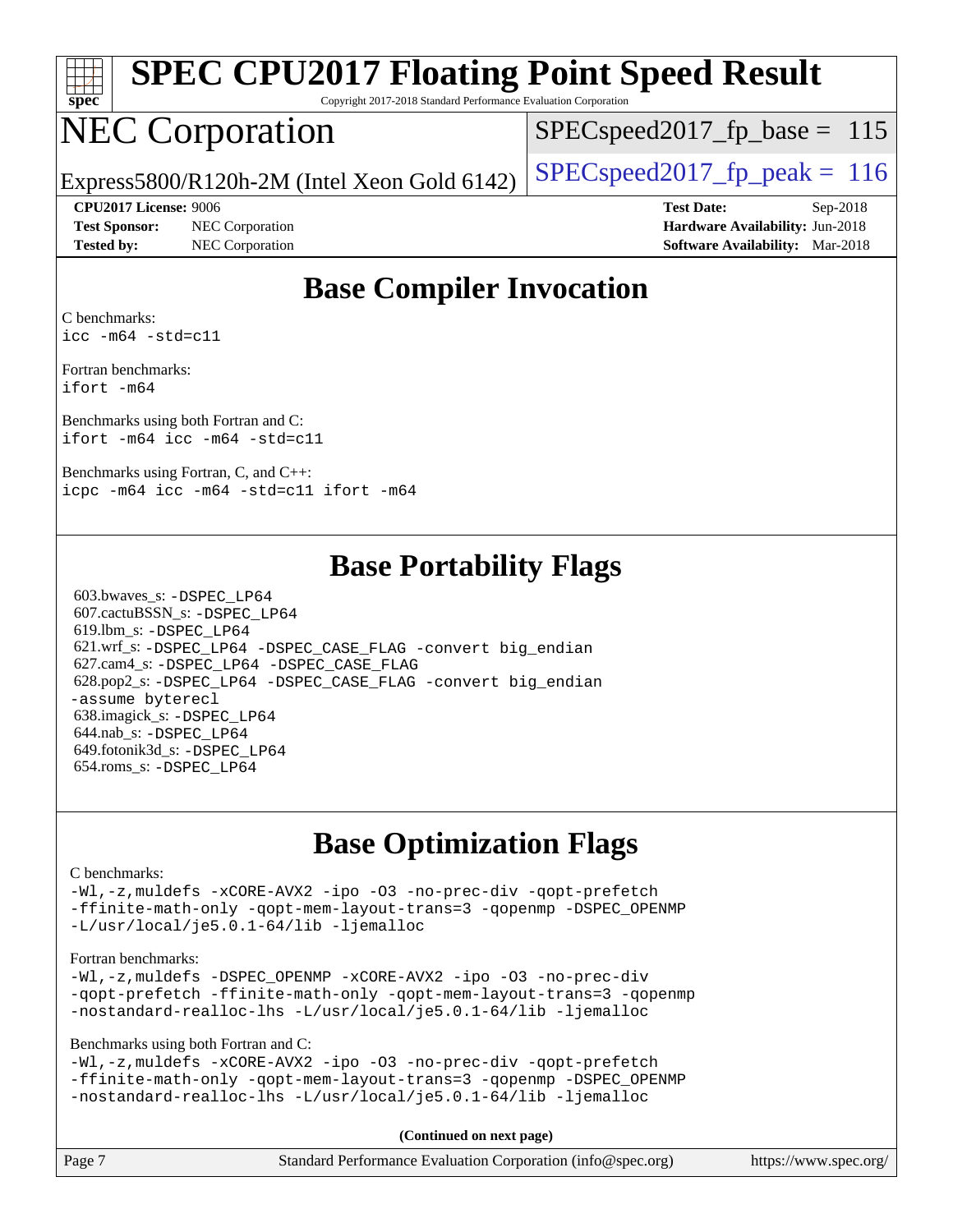# SPEC CPU2017 Floating Point Speed Result

Copyright 2017-2018 Standard Performance Evaluation Corporation

# NEC Corporation

Express5800/R120h-2M (Intel Xeon Gold 6142)

SPECspeed2017_fp_base = 115

SPECspeed2017_fp_peak = 116

**CPU2017 License:** 9006
**Test Sponsor:** NEC Corporation
**Tested by:** NEC Corporation

**Test Date:** Sep-2018
**Hardware Availability:** Jun-2018
**Software Availability:** Mar-2018

## Base Compiler Invocation

C benchmarks:
```
icc -m64 -std=c11
```

Fortran benchmarks:
```
ifort -m64
```

Benchmarks using both Fortran and C:
```
ifort -m64 icc -m64 -std=c11
```

Benchmarks using Fortran, C, and C++:
```
icpc -m64 icc -m64 -std=c11 ifort -m64
```

## Base Portability Flags

603.bwaves_s: -DSPEC_LP64
607.cactuBSSN_s: -DSPEC_LP64
619.lbm_s: -DSPEC_LP64
621.wrf_s: -DSPEC_LP64 -DSPEC_CASE_FLAG -convert big_endian
627.cam4_s: -DSPEC_LP64 -DSPEC_CASE_FLAG
628.pop2_s: -DSPEC_LP64 -DSPEC_CASE_FLAG -convert big_endian -assume byterecl
638.imagick_s: -DSPEC_LP64
644.nab_s: -DSPEC_LP64
649.fotonik3d_s: -DSPEC_LP64
654.roms_s: -DSPEC_LP64

## Base Optimization Flags

C benchmarks:
```
-Wl,-z,muldefs -xCORE-AVX2 -ipo -O3 -no-prec-div -qopt-prefetch
-ffinite-math-only -qopt-mem-layout-trans=3 -qopenmp -DSPEC_OPENMP
-L/usr/local/je5.0.1-64/lib -ljemalloc
```

Fortran benchmarks:
```
-Wl,-z,muldefs -DSPEC_OPENMP -xCORE-AVX2 -ipo -O3 -no-prec-div
-qopt-prefetch -ffinite-math-only -qopt-mem-layout-trans=3 -qopenmp
-nostandard-realloc-lhs -L/usr/local/je5.0.1-64/lib -ljemalloc
```

Benchmarks using both Fortran and C:
```
-Wl,-z,muldefs -xCORE-AVX2 -ipo -O3 -no-prec-div -qopt-prefetch
-ffinite-math-only -qopt-mem-layout-trans=3 -qopenmp -DSPEC_OPENMP
-nostandard-realloc-lhs -L/usr/local/je5.0.1-64/lib -ljemalloc
```

**(Continued on next page)**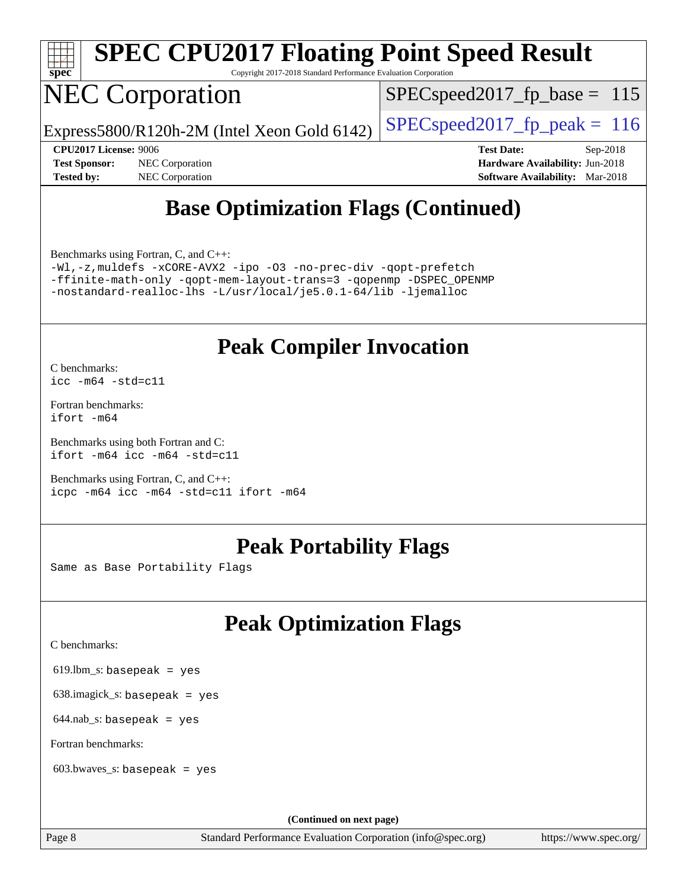# SPEC CPU2017 Floating Point Speed Result

Copyright 2017-2018 Standard Performance Evaluation Corporation

## NEC Corporation

Express5800/R120h-2M (Intel Xeon Gold 6142)

SPECspeed2017_fp_base = 115

SPECspeed2017_fp_peak = 116

**CPU2017 License:** 9006
**Test Sponsor:** NEC Corporation
**Tested by:** NEC Corporation

**Test Date:** Sep-2018
**Hardware Availability:** Jun-2018
**Software Availability:** Mar-2018

## Base Optimization Flags (Continued)

Benchmarks using Fortran, C, and C++:

```
-Wl,-z,muldefs -xCORE-AVX2 -ipo -O3 -no-prec-div -qopt-prefetch
-ffinite-math-only -qopt-mem-layout-trans=3 -qopenmp -DSPEC_OPENMP
-nostandard-realloc-lhs -L/usr/local/je5.0.1-64/lib -ljemalloc
```

## Peak Compiler Invocation

C benchmarks:
```
icc -m64 -std=c11
```

Fortran benchmarks:
```
ifort -m64
```

Benchmarks using both Fortran and C:
```
ifort -m64 icc -m64 -std=c11
```

Benchmarks using Fortran, C, and C++:
```
icpc -m64 icc -m64 -std=c11 ifort -m64
```

## Peak Portability Flags

Same as Base Portability Flags

## Peak Optimization Flags

C benchmarks:

619.lbm_s: `basepeak = yes`

638.imagick_s: `basepeak = yes`

644.nab_s: `basepeak = yes`

Fortran benchmarks:

603.bwaves_s: `basepeak = yes`

**(Continued on next page)**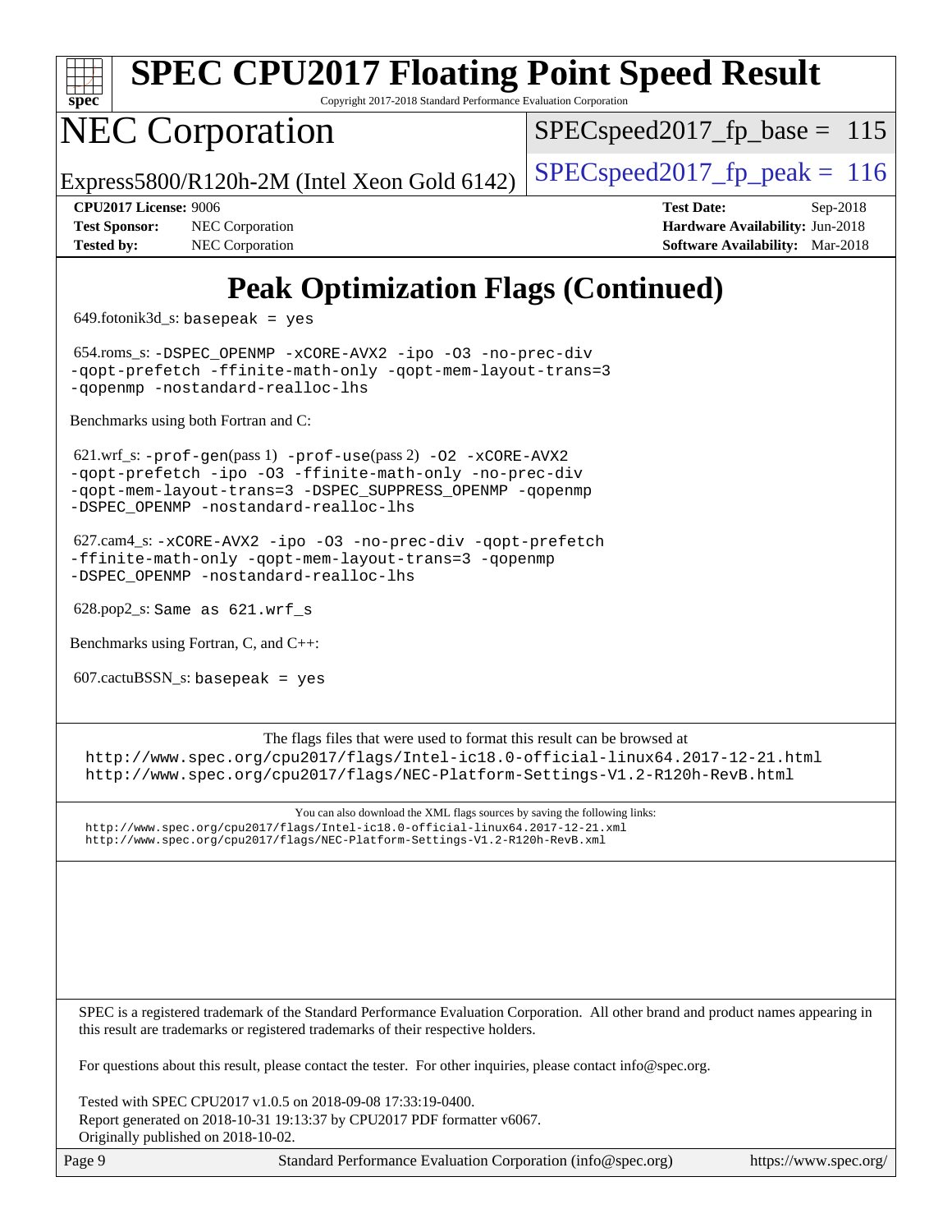# Peak Optimization Flags (Continued)

649.fotonik3d_s: basepeak = yes

654.roms_s: -DSPEC_OPENMP -xCORE-AVX2 -ipo -O3 -no-prec-div -qopt-prefetch -ffinite-math-only -qopt-mem-layout-trans=3 -qopenmp -nostandard-realloc-lhs

Benchmarks using both Fortran and C:

621.wrf_s: -prof-gen(pass 1) -prof-use(pass 2) -O2 -xCORE-AVX2 -qopt-prefetch -ipo -O3 -ffinite-math-only -no-prec-div -qopt-mem-layout-trans=3 -DSPEC_SUPPRESS_OPENMP -qopenmp -DSPEC_OPENMP -nostandard-realloc-lhs

627.cam4_s: -xCORE-AVX2 -ipo -O3 -no-prec-div -qopt-prefetch -ffinite-math-only -qopt-mem-layout-trans=3 -qopenmp -DSPEC_OPENMP -nostandard-realloc-lhs

628.pop2_s: Same as 621.wrf_s

Benchmarks using Fortran, C, and C++:

607.cactuBSSN_s: basepeak = yes

The flags files that were used to format this result can be browsed at
http://www.spec.org/cpu2017/flags/Intel-ic18.0-official-linux64.2017-12-21.html
http://www.spec.org/cpu2017/flags/NEC-Platform-Settings-V1.2-R120h-RevB.html

You can also download the XML flags sources by saving the following links:
http://www.spec.org/cpu2017/flags/Intel-ic18.0-official-linux64.2017-12-21.xml
http://www.spec.org/cpu2017/flags/NEC-Platform-Settings-V1.2-R120h-RevB.xml

SPEC is a registered trademark of the Standard Performance Evaluation Corporation. All other brand and product names appearing in this result are trademarks or registered trademarks of their respective holders.

For questions about this result, please contact the tester. For other inquiries, please contact info@spec.org.

Tested with SPEC CPU2017 v1.0.5 on 2018-09-08 17:33:19-0400.
Report generated on 2018-10-31 19:13:37 by CPU2017 PDF formatter v6067.
Originally published on 2018-10-02.